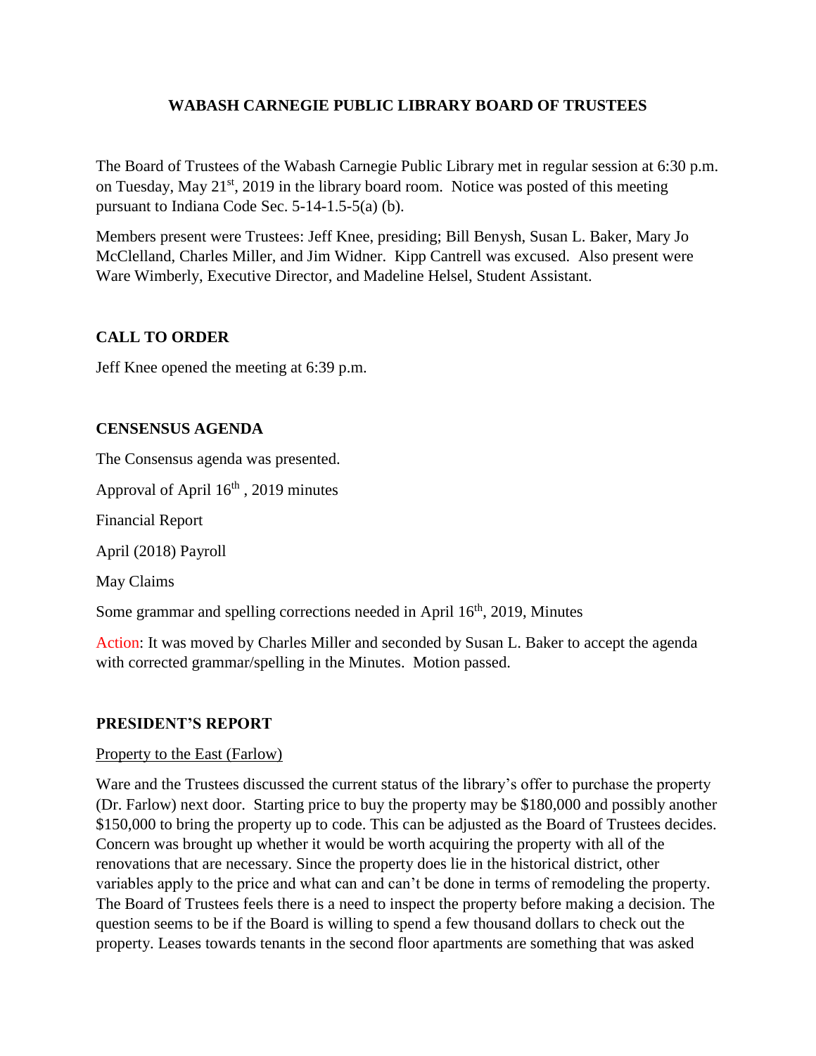# WABASH CARNEGIE PUBLIC LIBRARY BOARD OF TRUSTEES

The Board of Trustees of the Wabash Carnegie Public Library met in regular session at 6:30 p.m. on Tuesday, May 21st, 2019 in the library board room. Notice was posted of this meeting pursuant to Indiana Code Sec. 5-14-1.5-5(a) (b).

Members present were Trustees: Jeff Knee, presiding; Bill Benysh, Susan L. Baker, Mary Jo McClelland, Charles Miller, and Jim Widner. Kipp Cantrell was excused. Also present were Ware Wimberly, Executive Director, and Madeline Helsel, Student Assistant.

## CALL TO ORDER

Jeff Knee opened the meeting at 6:39 p.m.

## CENSENSUS AGENDA

The Consensus agenda was presented.

Approval of April 16th , 2019 minutes

Financial Report

April (2018) Payroll

May Claims

Some grammar and spelling corrections needed in April 16th, 2019, Minutes

Action: It was moved by Charles Miller and seconded by Susan L. Baker to accept the agenda with corrected grammar/spelling in the Minutes. Motion passed.

## PRESIDENT'S REPORT

### Property to the East (Farlow)

Ware and the Trustees discussed the current status of the library's offer to purchase the property (Dr. Farlow) next door. Starting price to buy the property may be $180,000 and possibly another $150,000 to bring the property up to code. This can be adjusted as the Board of Trustees decides. Concern was brought up whether it would be worth acquiring the property with all of the renovations that are necessary. Since the property does lie in the historical district, other variables apply to the price and what can and can't be done in terms of remodeling the property. The Board of Trustees feels there is a need to inspect the property before making a decision. The question seems to be if the Board is willing to spend a few thousand dollars to check out the property. Leases towards tenants in the second floor apartments are something that was asked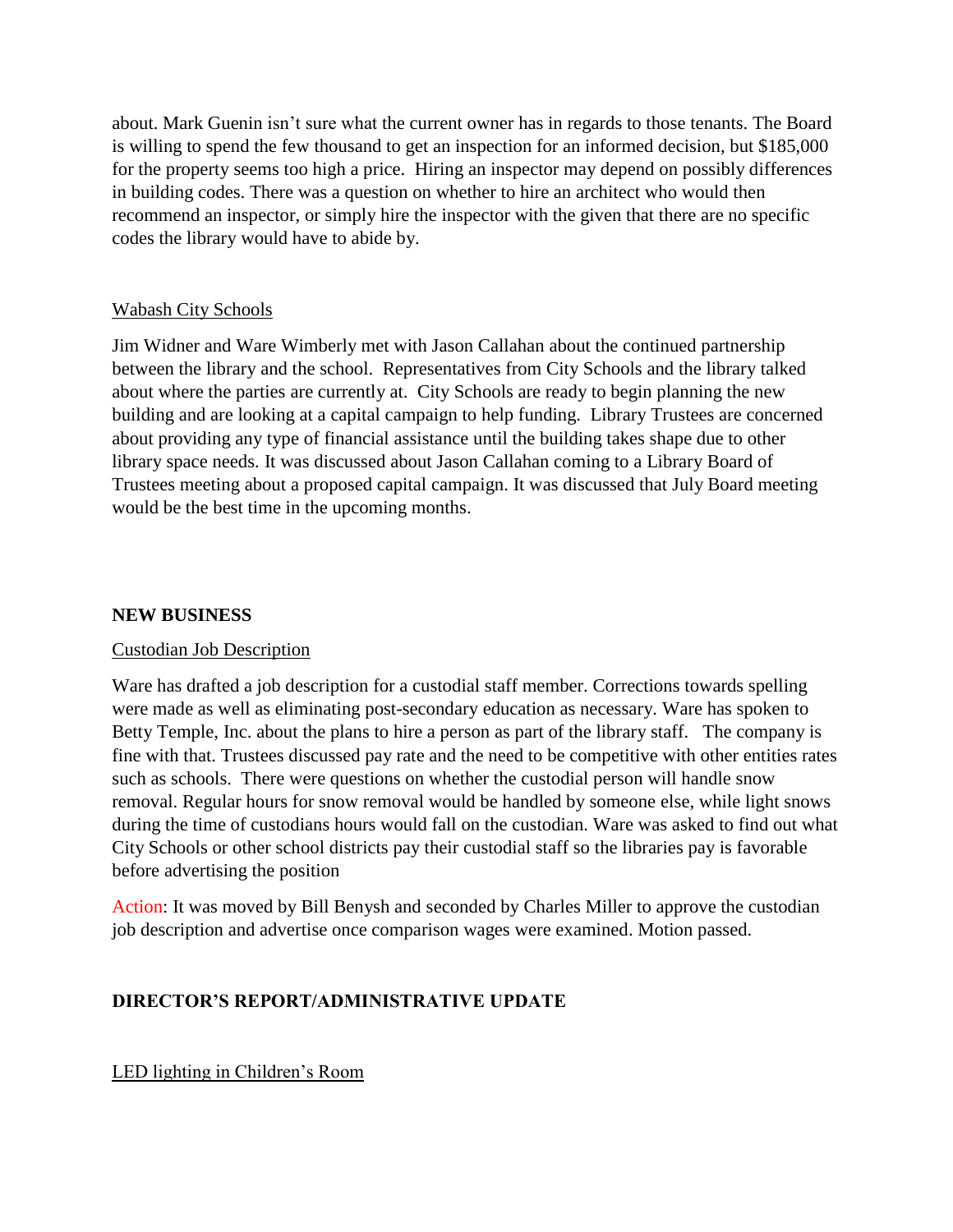about. Mark Guenin isn't sure what the current owner has in regards to those tenants. The Board is willing to spend the few thousand to get an inspection for an informed decision, but $185,000 for the property seems too high a price. Hiring an inspector may depend on possibly differences in building codes. There was a question on whether to hire an architect who would then recommend an inspector, or simply hire the inspector with the given that there are no specific codes the library would have to abide by.

Wabash City Schools

Jim Widner and Ware Wimberly met with Jason Callahan about the continued partnership between the library and the school. Representatives from City Schools and the library talked about where the parties are currently at. City Schools are ready to begin planning the new building and are looking at a capital campaign to help funding. Library Trustees are concerned about providing any type of financial assistance until the building takes shape due to other library space needs. It was discussed about Jason Callahan coming to a Library Board of Trustees meeting about a proposed capital campaign. It was discussed that July Board meeting would be the best time in the upcoming months.

**NEW BUSINESS**

Custodian Job Description

Ware has drafted a job description for a custodial staff member. Corrections towards spelling were made as well as eliminating post-secondary education as necessary. Ware has spoken to Betty Temple, Inc. about the plans to hire a person as part of the library staff. The company is fine with that. Trustees discussed pay rate and the need to be competitive with other entities rates such as schools. There were questions on whether the custodial person will handle snow removal. Regular hours for snow removal would be handled by someone else, while light snows during the time of custodians hours would fall on the custodian. Ware was asked to find out what City Schools or other school districts pay their custodial staff so the libraries pay is favorable before advertising the position

Action: It was moved by Bill Benysh and seconded by Charles Miller to approve the custodian job description and advertise once comparison wages were examined. Motion passed.

**DIRECTOR'S REPORT/ADMINISTRATIVE UPDATE**

LED lighting in Children's Room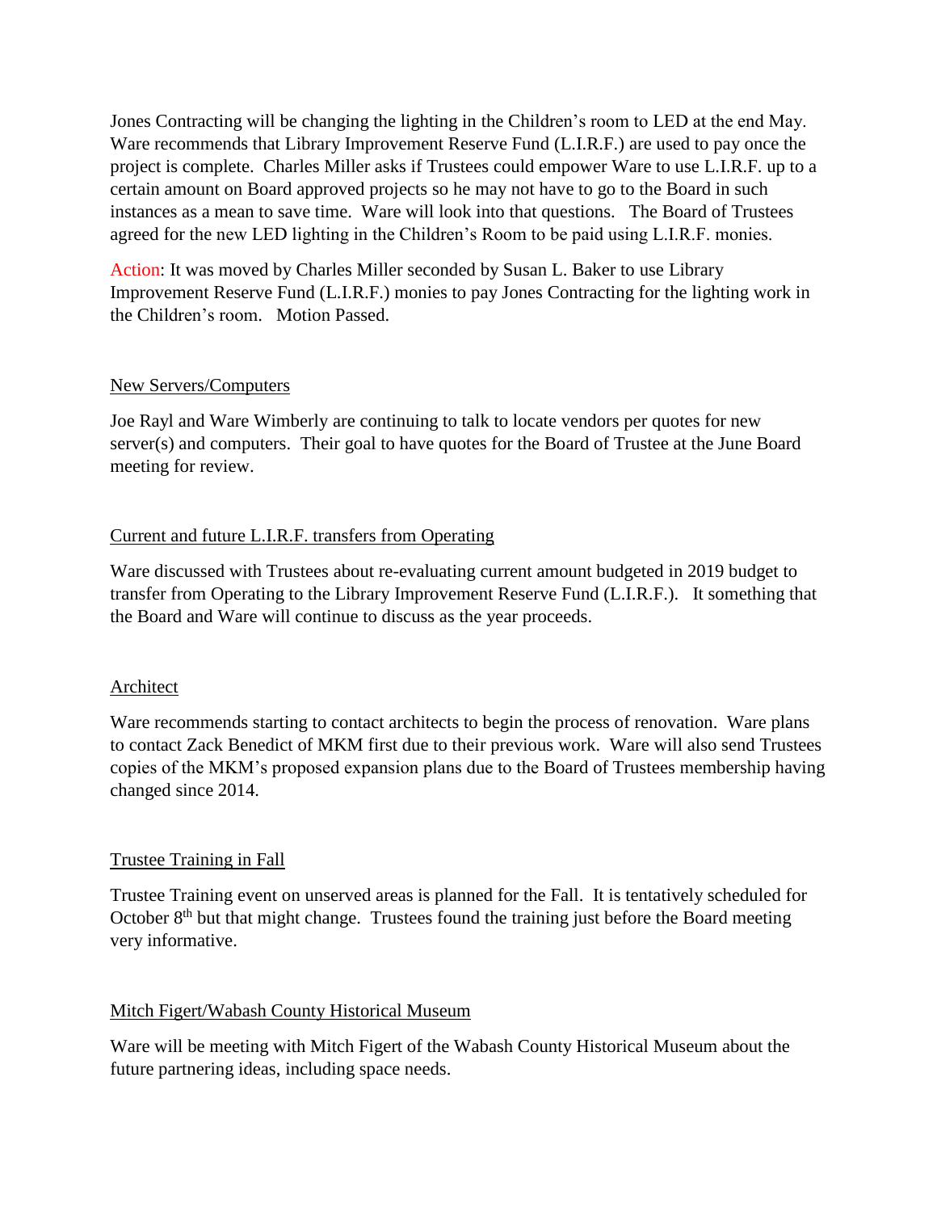Jones Contracting will be changing the lighting in the Children's room to LED at the end May. Ware recommends that Library Improvement Reserve Fund (L.I.R.F.) are used to pay once the project is complete. Charles Miller asks if Trustees could empower Ware to use L.I.R.F. up to a certain amount on Board approved projects so he may not have to go to the Board in such instances as a mean to save time. Ware will look into that questions. The Board of Trustees agreed for the new LED lighting in the Children's Room to be paid using L.I.R.F. monies.

Action: It was moved by Charles Miller seconded by Susan L. Baker to use Library Improvement Reserve Fund (L.I.R.F.) monies to pay Jones Contracting for the lighting work in the Children's room. Motion Passed.

New Servers/Computers

Joe Rayl and Ware Wimberly are continuing to talk to locate vendors per quotes for new server(s) and computers. Their goal to have quotes for the Board of Trustee at the June Board meeting for review.

Current and future L.I.R.F. transfers from Operating

Ware discussed with Trustees about re-evaluating current amount budgeted in 2019 budget to transfer from Operating to the Library Improvement Reserve Fund (L.I.R.F.). It something that the Board and Ware will continue to discuss as the year proceeds.

Architect

Ware recommends starting to contact architects to begin the process of renovation. Ware plans to contact Zack Benedict of MKM first due to their previous work. Ware will also send Trustees copies of the MKM's proposed expansion plans due to the Board of Trustees membership having changed since 2014.

Trustee Training in Fall

Trustee Training event on unserved areas is planned for the Fall. It is tentatively scheduled for October 8th but that might change. Trustees found the training just before the Board meeting very informative.

Mitch Figert/Wabash County Historical Museum

Ware will be meeting with Mitch Figert of the Wabash County Historical Museum about the future partnering ideas, including space needs.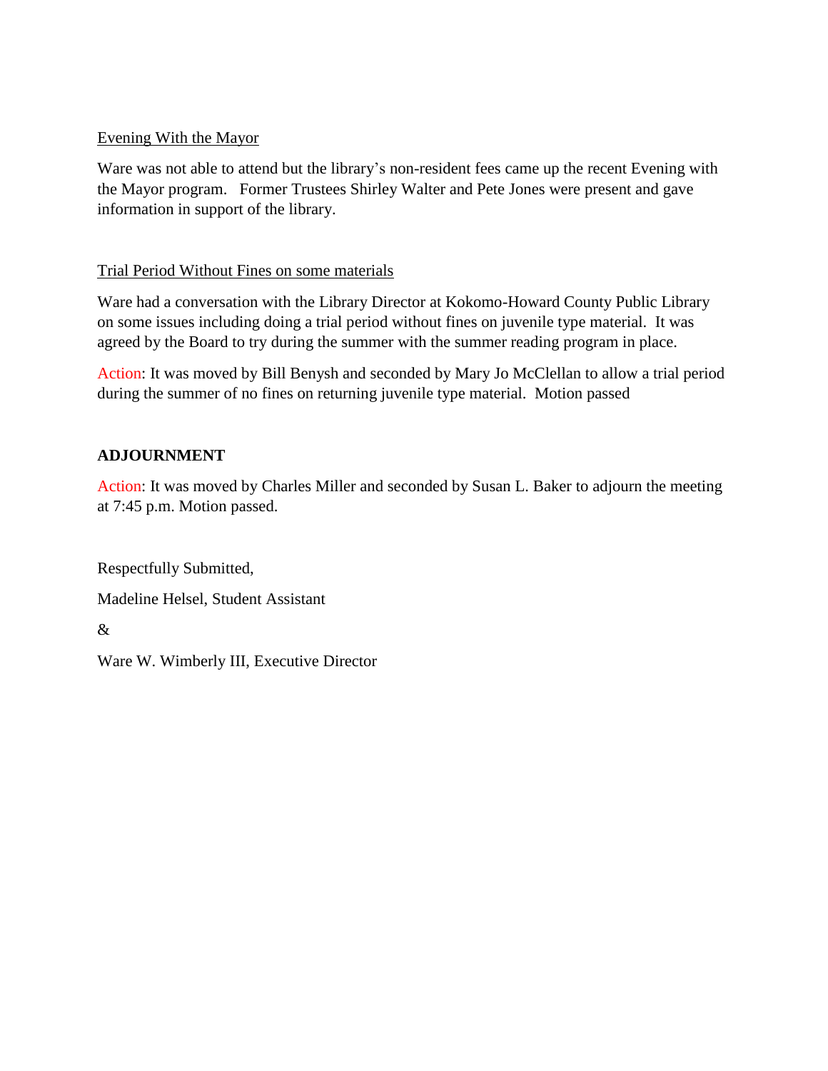Evening With the Mayor

Ware was not able to attend but the library's non-resident fees came up the recent Evening with the Mayor program. Former Trustees Shirley Walter and Pete Jones were present and gave information in support of the library.

Trial Period Without Fines on some materials

Ware had a conversation with the Library Director at Kokomo-Howard County Public Library on some issues including doing a trial period without fines on juvenile type material. It was agreed by the Board to try during the summer with the summer reading program in place.

Action: It was moved by Bill Benysh and seconded by Mary Jo McClellan to allow a trial period during the summer of no fines on returning juvenile type material. Motion passed

**ADJOURNMENT**

Action: It was moved by Charles Miller and seconded by Susan L. Baker to adjourn the meeting at 7:45 p.m. Motion passed.

Respectfully Submitted,

Madeline Helsel, Student Assistant

&

Ware W. Wimberly III, Executive Director